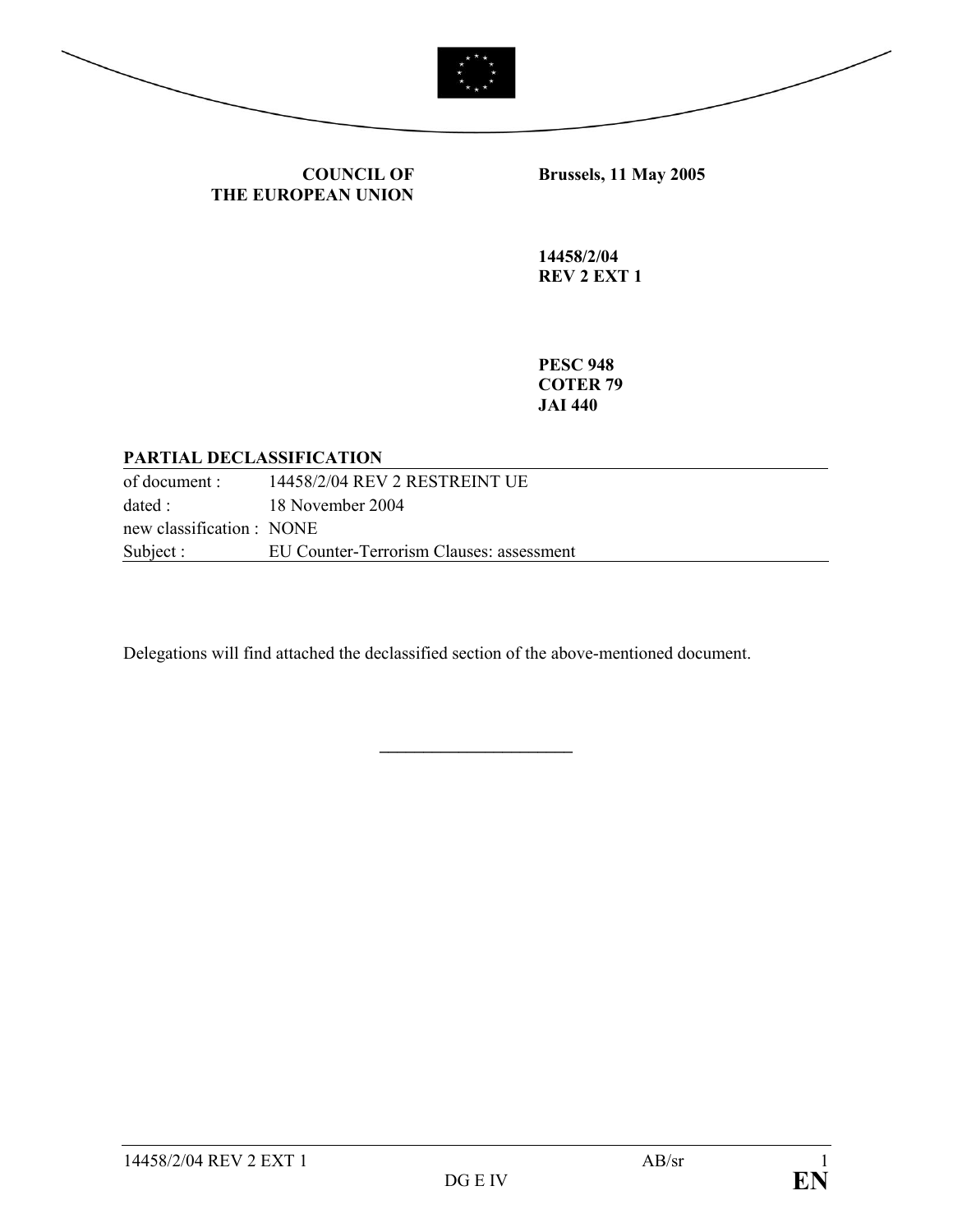**COUNCIL OF THE EUROPEAN UNION**

**Brussels, 11 May 2005**

**14458/2/04**
**REV 2 EXT 1**

**PESC 948**
**COTER 79**
**JAI 440**

**PARTIAL DECLASSIFICATION**

| | |
|---|---|
| of document : | 14458/2/04 REV 2 RESTREINT UE |
| dated : | 18 November 2004 |
| new classification : | NONE |
| Subject : | EU Counter-Terrorism Clauses: assessment |

Delegations will find attached the declassified section of the above-mentioned document.

---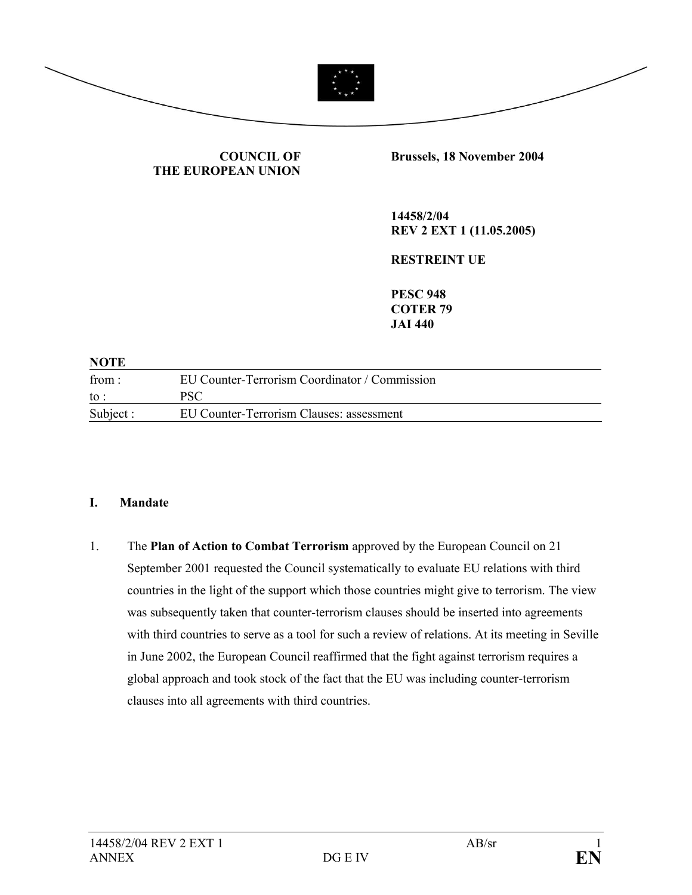**COUNCIL OF THE EUROPEAN UNION**

**Brussels, 18 November 2004**

**14458/2/04**
**REV 2 EXT 1 (11.05.2005)**

**RESTREINT UE**

**PESC 948**
**COTER 79**
**JAI 440**

**NOTE**

| | |
|---|---|
| from : | EU Counter-Terrorism Coordinator / Commission |
| to : | PSC |
| Subject : | EU Counter-Terrorism Clauses: assessment |

**I. Mandate**

1. The **Plan of Action to Combat Terrorism** approved by the European Council on 21 September 2001 requested the Council systematically to evaluate EU relations with third countries in the light of the support which those countries might give to terrorism. The view was subsequently taken that counter-terrorism clauses should be inserted into agreements with third countries to serve as a tool for such a review of relations. At its meeting in Seville in June 2002, the European Council reaffirmed that the fight against terrorism requires a global approach and took stock of the fact that the EU was including counter-terrorism clauses into all agreements with third countries.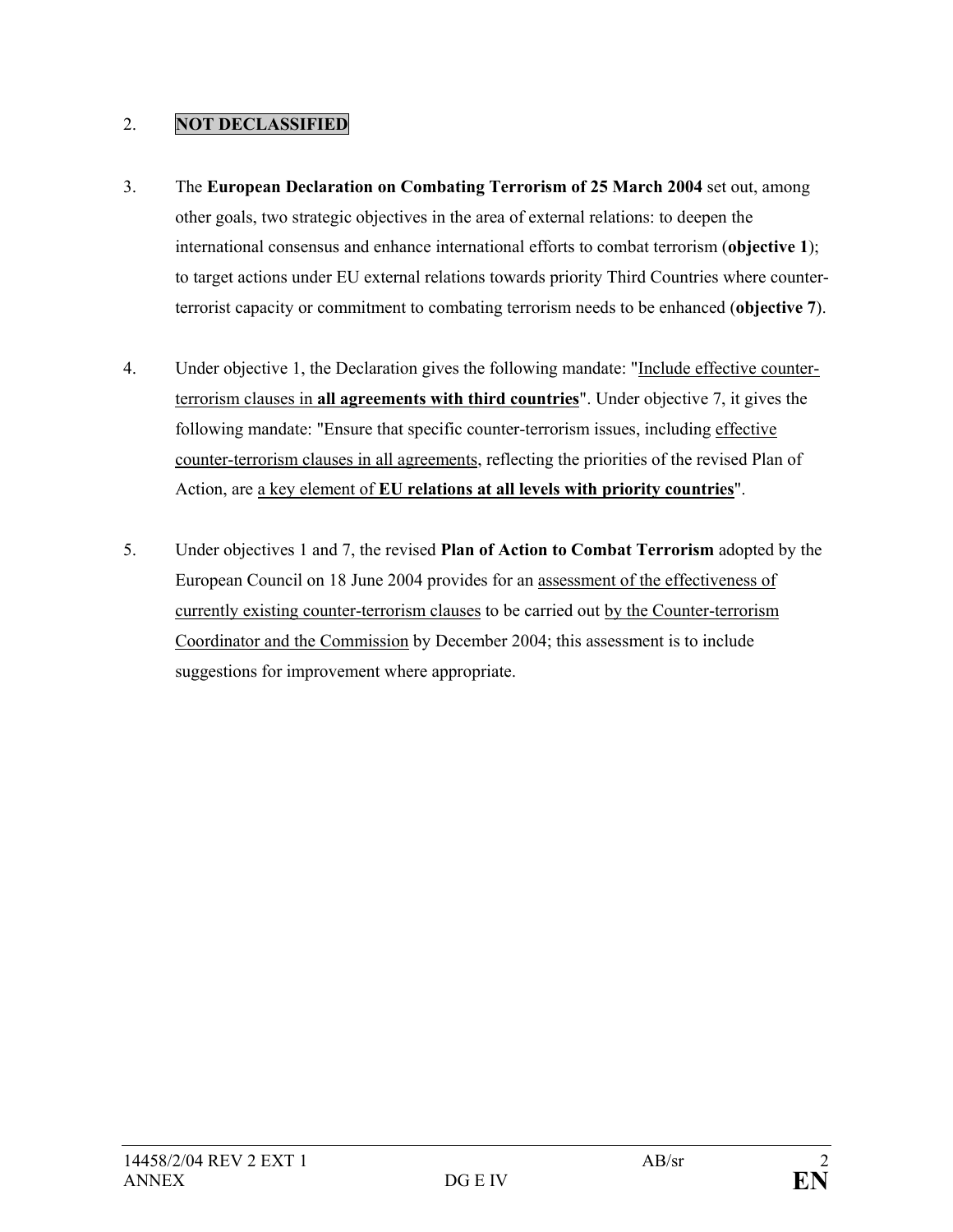2. **NOT DECLASSIFIED**

3. The **European Declaration on Combating Terrorism of 25 March 2004** set out, among other goals, two strategic objectives in the area of external relations: to deepen the international consensus and enhance international efforts to combat terrorism (**objective 1**); to target actions under EU external relations towards priority Third Countries where counter-terrorist capacity or commitment to combating terrorism needs to be enhanced (**objective 7**).

4. Under objective 1, the Declaration gives the following mandate: "Include effective counter-terrorism clauses in **all agreements with third countries**". Under objective 7, it gives the following mandate: "Ensure that specific counter-terrorism issues, including effective counter-terrorism clauses in all agreements, reflecting the priorities of the revised Plan of Action, are a key element of **EU relations at all levels with priority countries**".

5. Under objectives 1 and 7, the revised **Plan of Action to Combat Terrorism** adopted by the European Council on 18 June 2004 provides for an assessment of the effectiveness of currently existing counter-terrorism clauses to be carried out by the Counter-terrorism Coordinator and the Commission by December 2004; this assessment is to include suggestions for improvement where appropriate.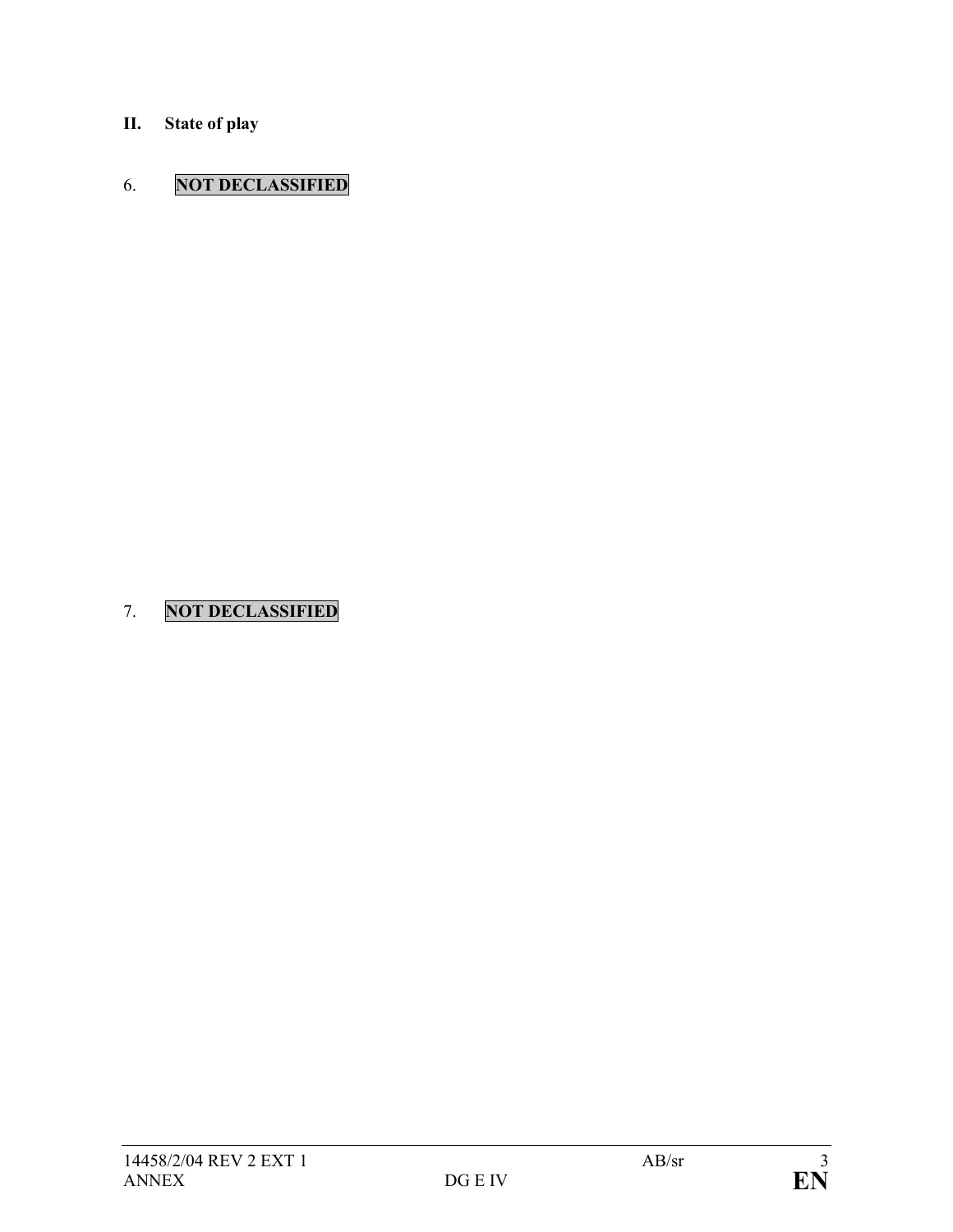## II. State of play

6. **NOT DECLASSIFIED**

7. **NOT DECLASSIFIED**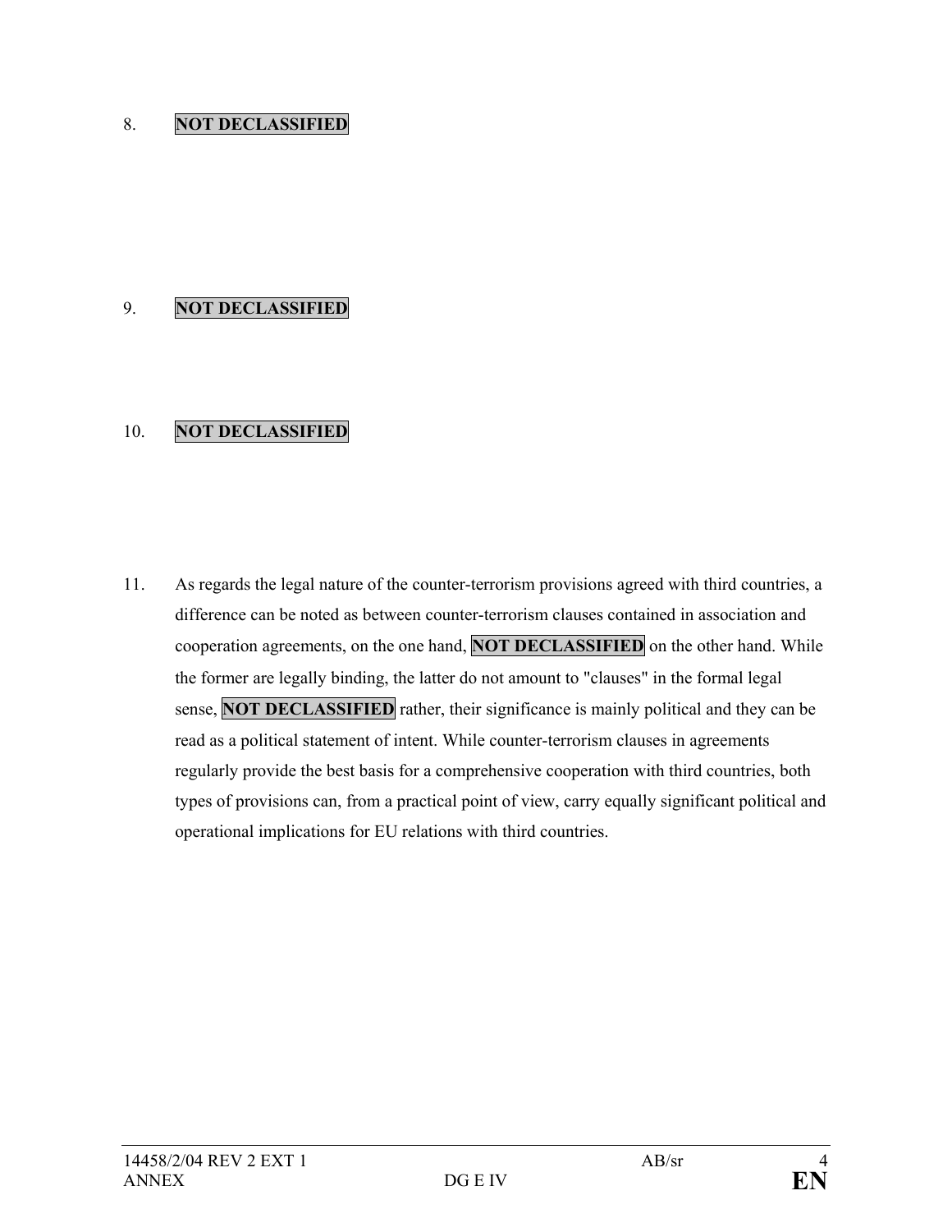8. **NOT DECLASSIFIED**

9. **NOT DECLASSIFIED**

10. **NOT DECLASSIFIED**

11. As regards the legal nature of the counter-terrorism provisions agreed with third countries, a difference can be noted as between counter-terrorism clauses contained in association and cooperation agreements, on the one hand, **NOT DECLASSIFIED** on the other hand. While the former are legally binding, the latter do not amount to "clauses" in the formal legal sense, **NOT DECLASSIFIED** rather, their significance is mainly political and they can be read as a political statement of intent. While counter-terrorism clauses in agreements regularly provide the best basis for a comprehensive cooperation with third countries, both types of provisions can, from a practical point of view, carry equally significant political and operational implications for EU relations with third countries.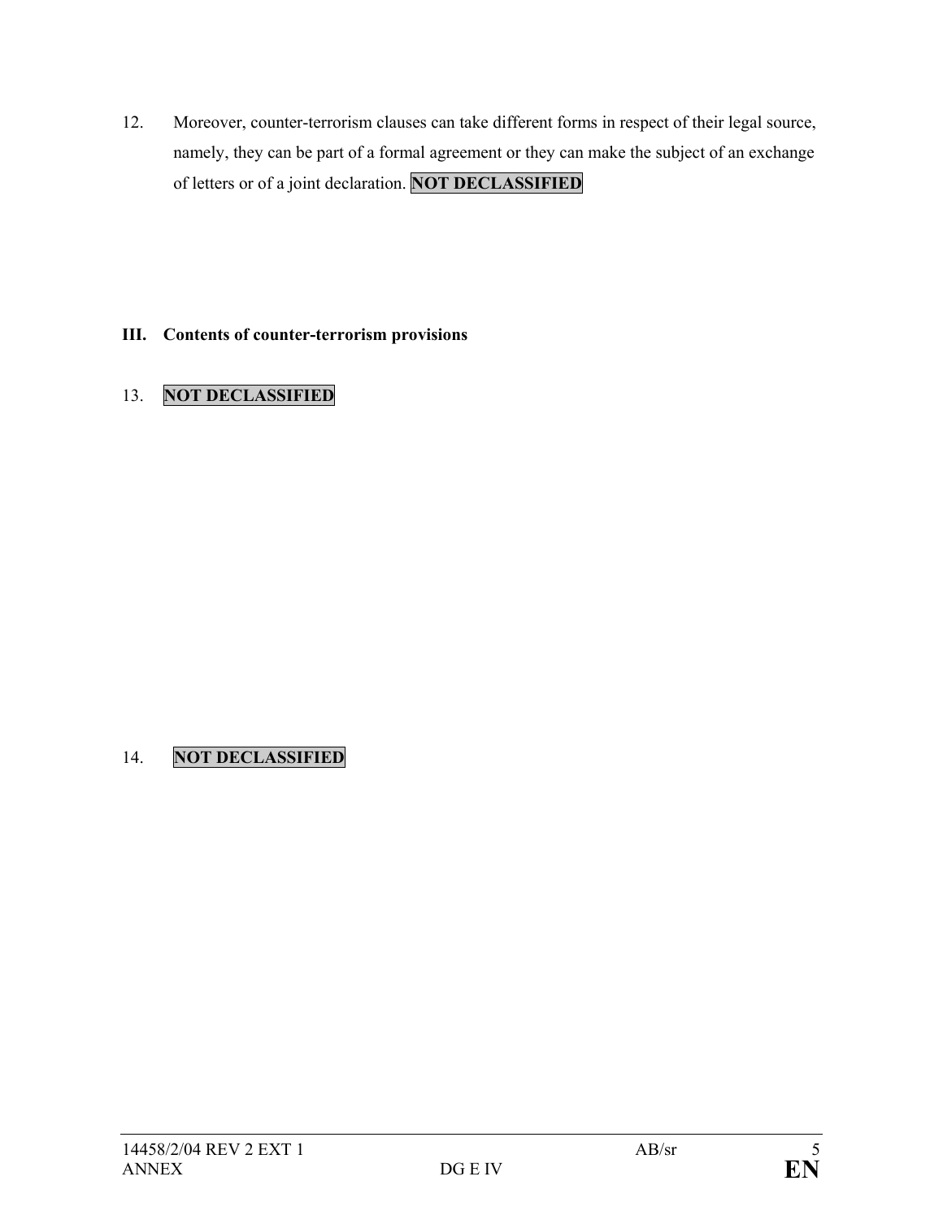12. Moreover, counter-terrorism clauses can take different forms in respect of their legal source, namely, they can be part of a formal agreement or they can make the subject of an exchange of letters or of a joint declaration. **NOT DECLASSIFIED**

### III. Contents of counter-terrorism provisions

13. **NOT DECLASSIFIED**

14. **NOT DECLASSIFIED**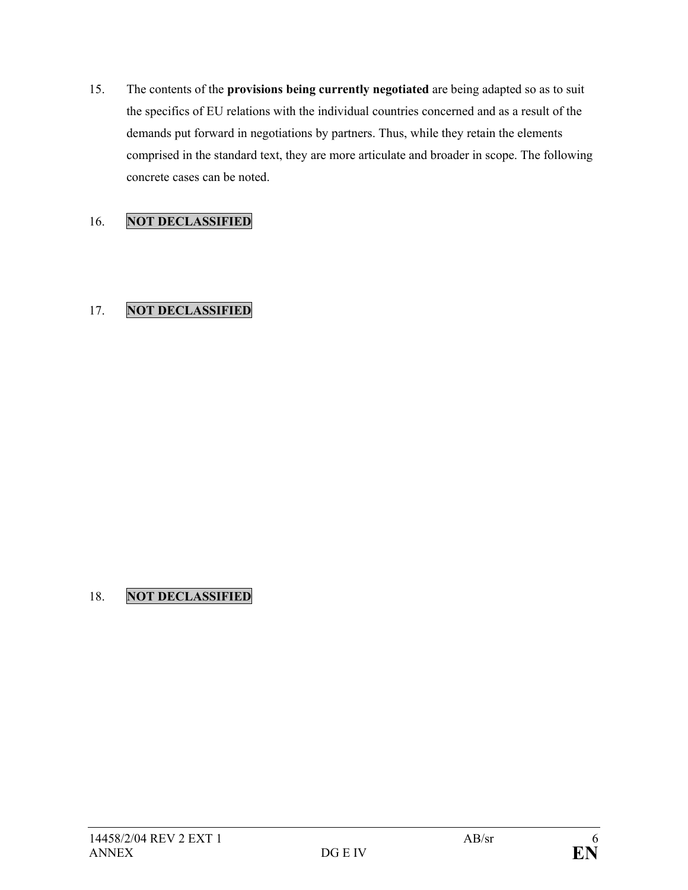15. The contents of the **provisions being currently negotiated** are being adapted so as to suit the specifics of EU relations with the individual countries concerned and as a result of the demands put forward in negotiations by partners. Thus, while they retain the elements comprised in the standard text, they are more articulate and broader in scope. The following concrete cases can be noted.

16. **NOT DECLASSIFIED**

17. **NOT DECLASSIFIED**

18. **NOT DECLASSIFIED**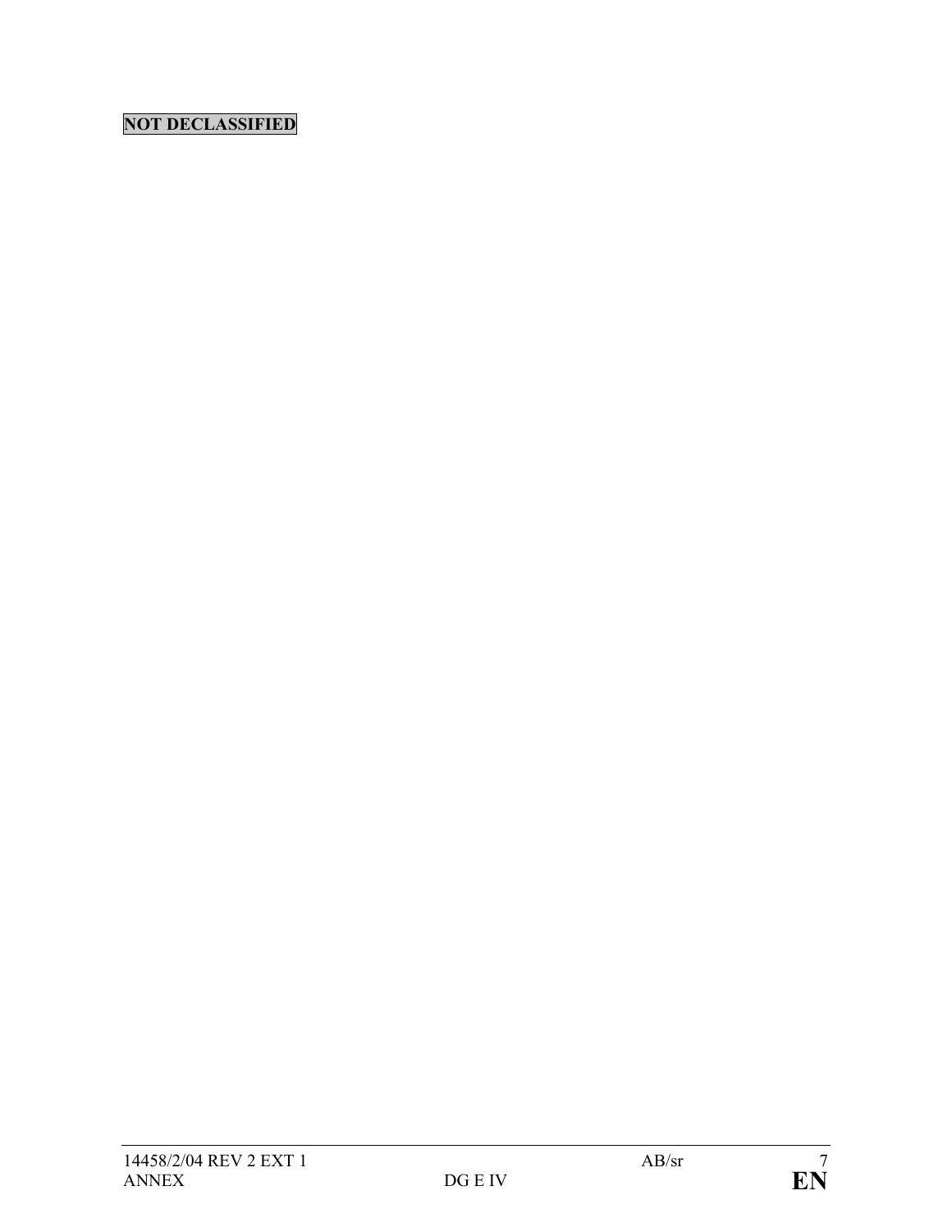**NOT DECLASSIFIED**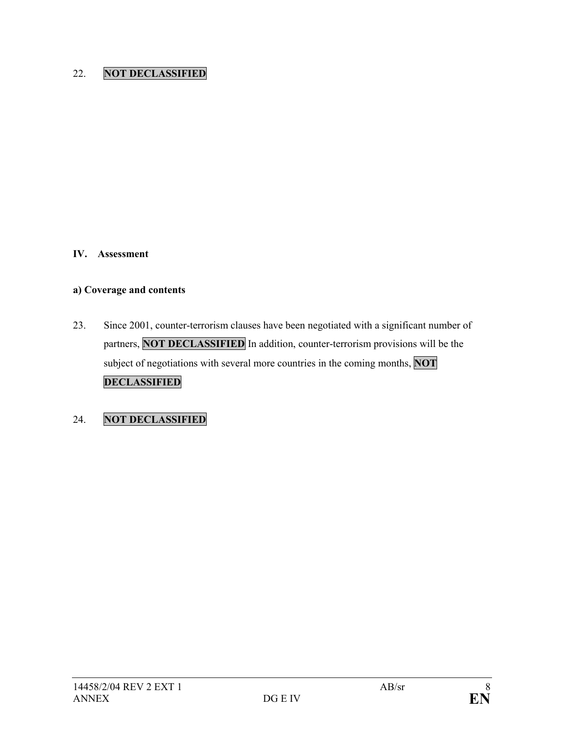22. **NOT DECLASSIFIED**

**IV. Assessment**

**a) Coverage and contents**

23. Since 2001, counter-terrorism clauses have been negotiated with a significant number of partners, **NOT DECLASSIFIED** In addition, counter-terrorism provisions will be the subject of negotiations with several more countries in the coming months, **NOT DECLASSIFIED**

24. **NOT DECLASSIFIED**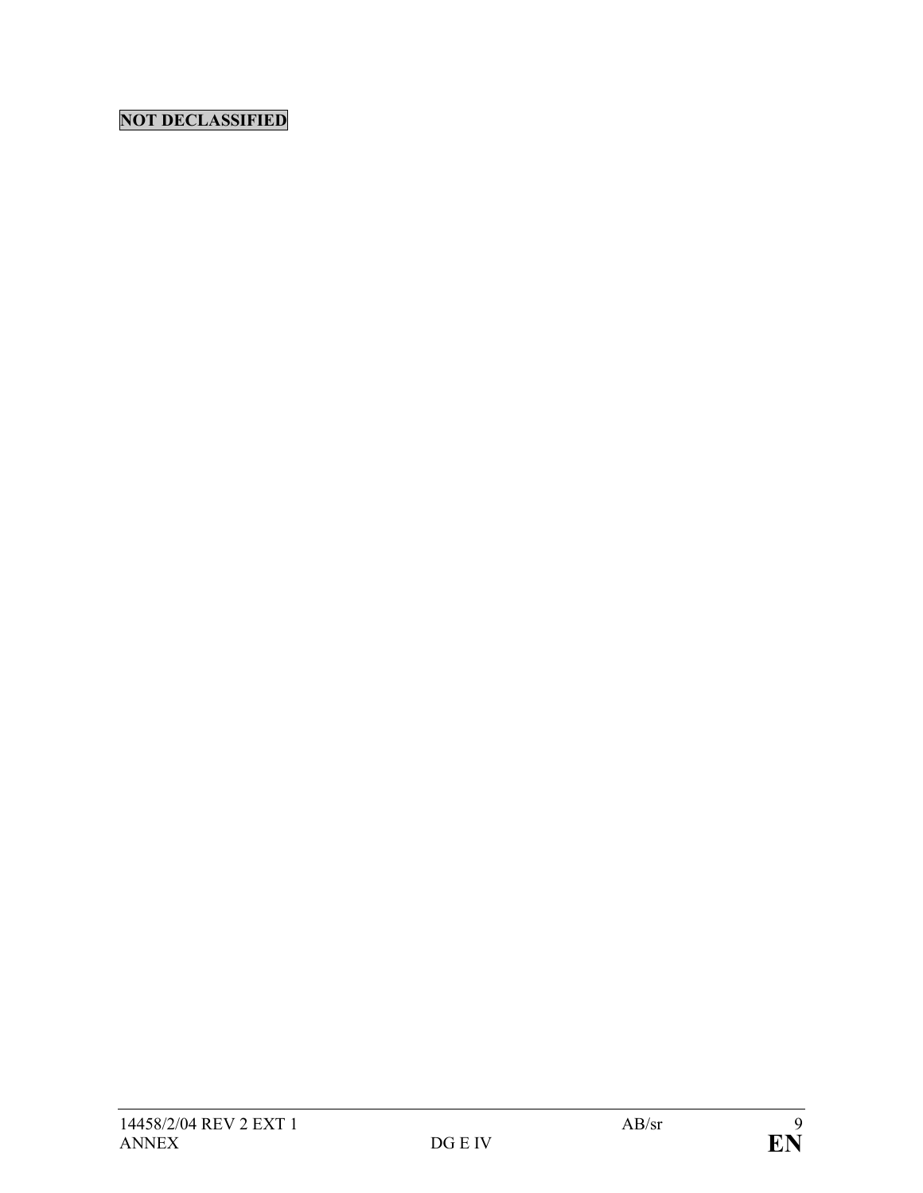**NOT DECLASSIFIED**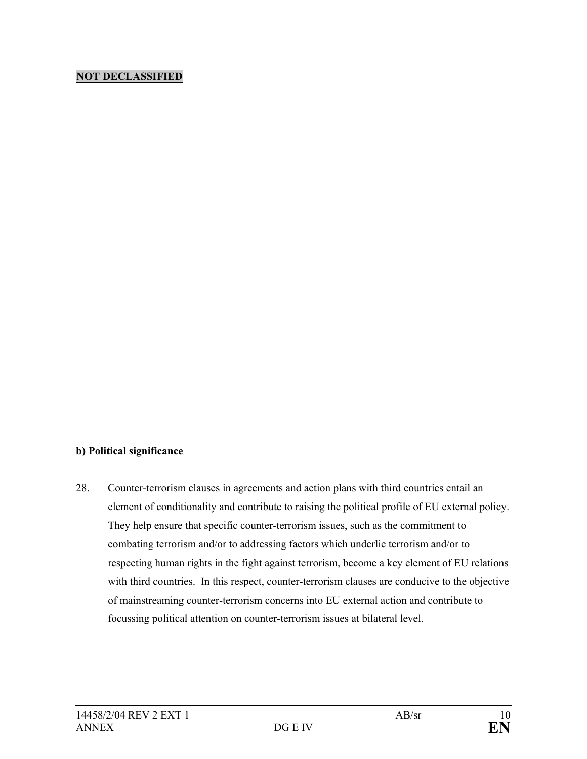**NOT DECLASSIFIED**

**b) Political significance**

28. Counter-terrorism clauses in agreements and action plans with third countries entail an element of conditionality and contribute to raising the political profile of EU external policy. They help ensure that specific counter-terrorism issues, such as the commitment to combating terrorism and/or to addressing factors which underlie terrorism and/or to respecting human rights in the fight against terrorism, become a key element of EU relations with third countries. In this respect, counter-terrorism clauses are conducive to the objective of mainstreaming counter-terrorism concerns into EU external action and contribute to focussing political attention on counter-terrorism issues at bilateral level.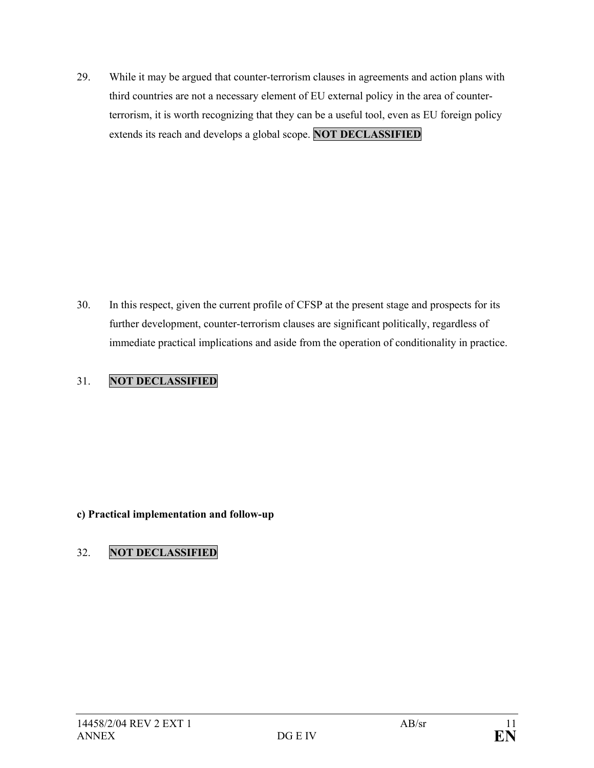29. While it may be argued that counter-terrorism clauses in agreements and action plans with third countries are not a necessary element of EU external policy in the area of counter-terrorism, it is worth recognizing that they can be a useful tool, even as EU foreign policy extends its reach and develops a global scope. **NOT DECLASSIFIED**

30. In this respect, given the current profile of CFSP at the present stage and prospects for its further development, counter-terrorism clauses are significant politically, regardless of immediate practical implications and aside from the operation of conditionality in practice.

31. **NOT DECLASSIFIED**

**c) Practical implementation and follow-up**

32. **NOT DECLASSIFIED**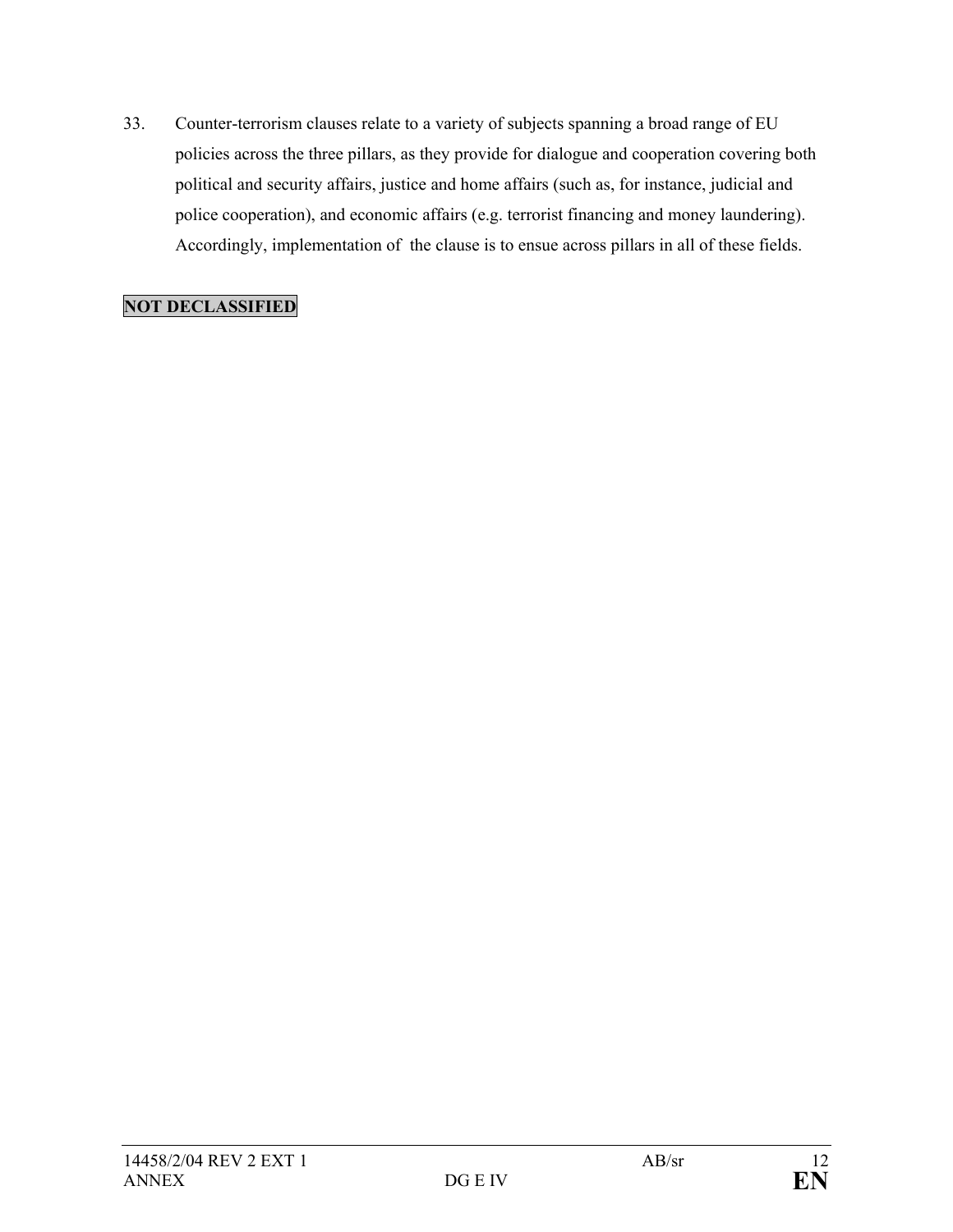33. Counter-terrorism clauses relate to a variety of subjects spanning a broad range of EU policies across the three pillars, as they provide for dialogue and cooperation covering both political and security affairs, justice and home affairs (such as, for instance, judicial and police cooperation), and economic affairs (e.g. terrorist financing and money laundering). Accordingly, implementation of the clause is to ensue across pillars in all of these fields.

**NOT DECLASSIFIED**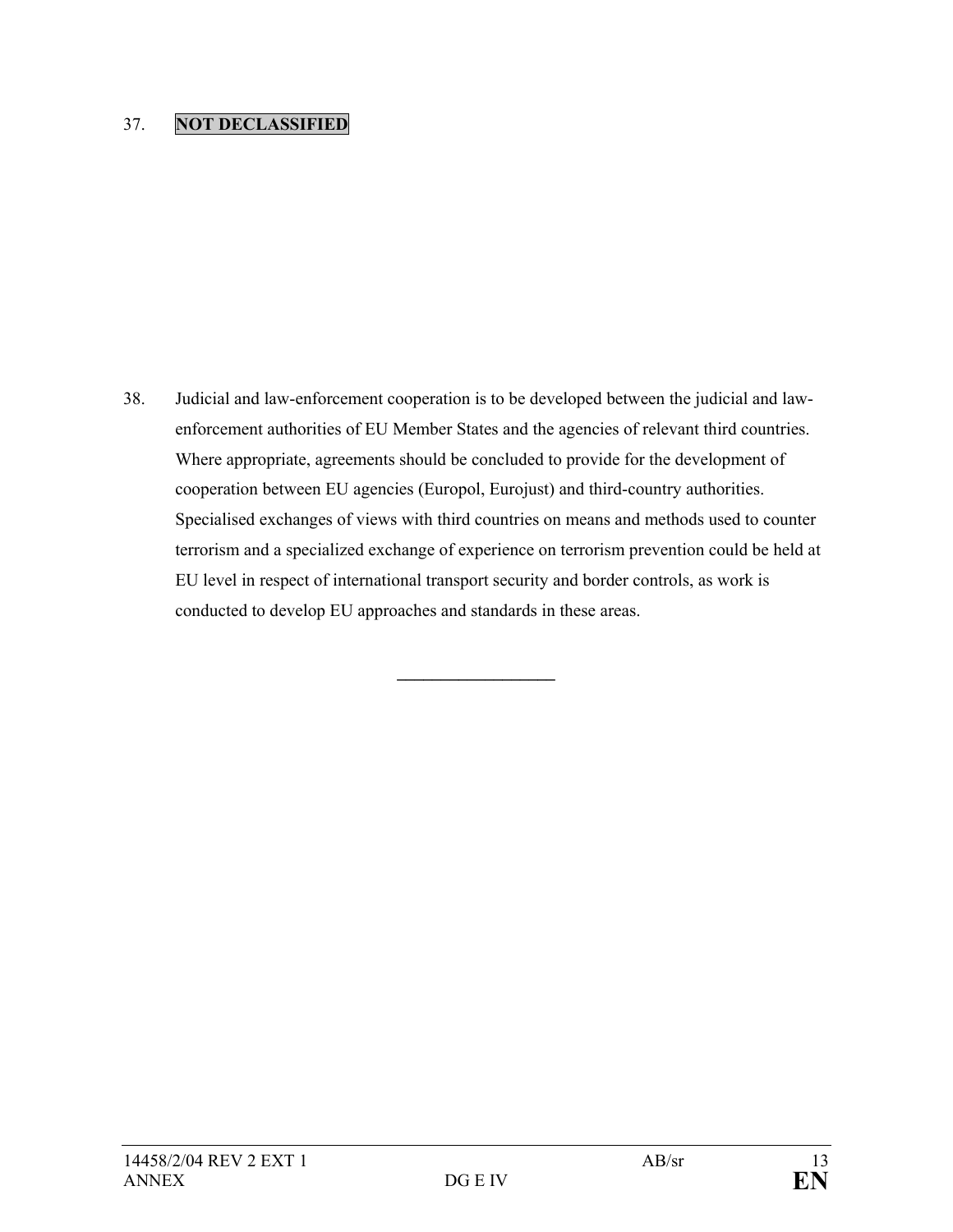37. **NOT DECLASSIFIED**

38. Judicial and law-enforcement cooperation is to be developed between the judicial and law-enforcement authorities of EU Member States and the agencies of relevant third countries. Where appropriate, agreements should be concluded to provide for the development of cooperation between EU agencies (Europol, Eurojust) and third-country authorities. Specialised exchanges of views with third countries on means and methods used to counter terrorism and a specialized exchange of experience on terrorism prevention could be held at EU level in respect of international transport security and border controls, as work is conducted to develop EU approaches and standards in these areas.

---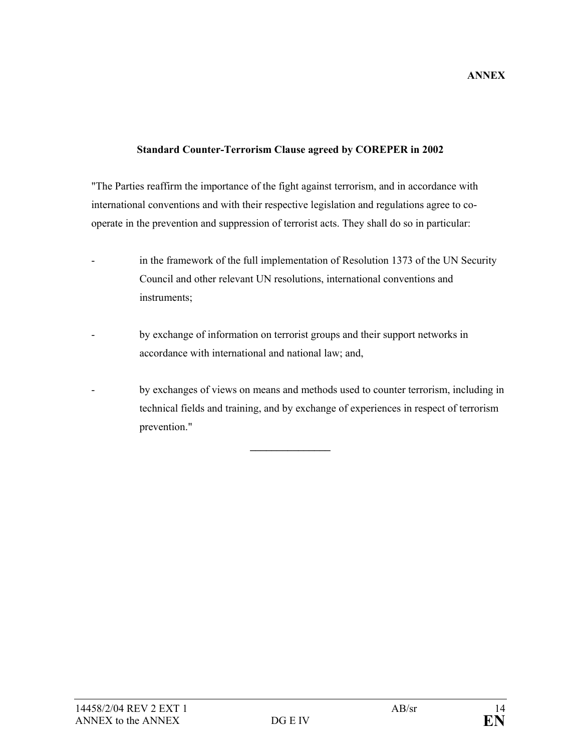**ANNEX**

**Standard Counter-Terrorism Clause agreed by COREPER in 2002**

"The Parties reaffirm the importance of the fight against terrorism, and in accordance with international conventions and with their respective legislation and regulations agree to co-operate in the prevention and suppression of terrorist acts. They shall do so in particular:

- in the framework of the full implementation of Resolution 1373 of the UN Security Council and other relevant UN resolutions, international conventions and instruments;

- by exchange of information on terrorist groups and their support networks in accordance with international and national law; and,

- by exchanges of views on means and methods used to counter terrorism, including in technical fields and training, and by exchange of experiences in respect of terrorism prevention."